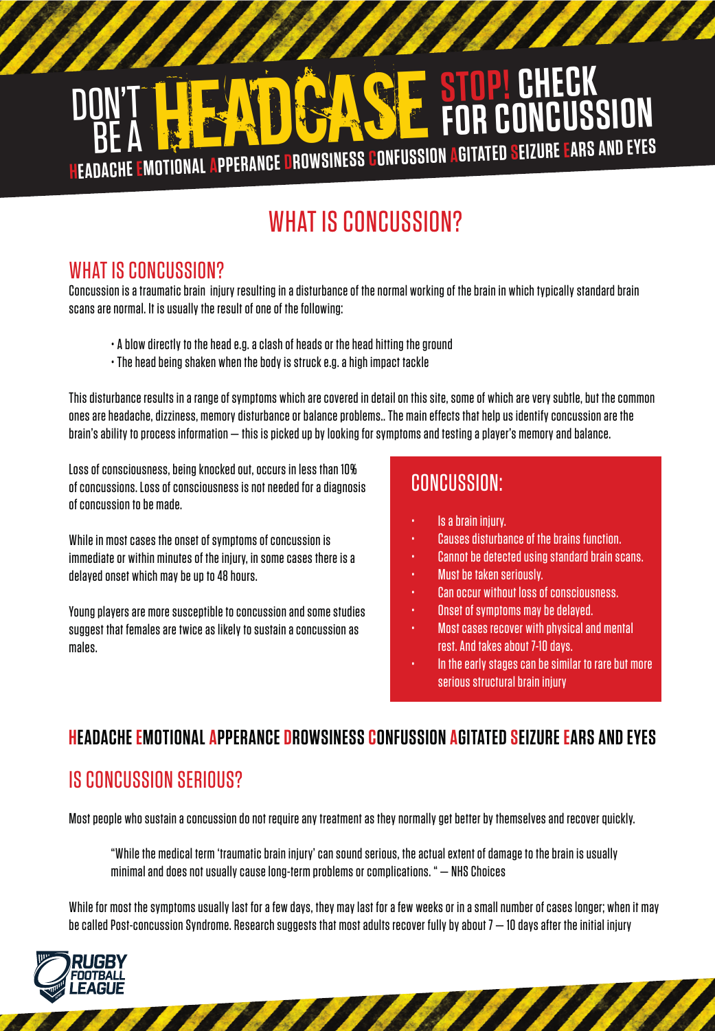# DON'T BE A HEADCASE STOP! CHECK FOR CONCUSSION

**HEADACHE EMOTIONAL APPERANCE DROWSINESS CONFUSSION AGITATED SEIZURE EARS AND EYES**

# WHAT IS CONCUSSION?

## WHAT IS CONCUSSION?

Concussion is a traumatic brain injury resulting in a disturbance of the normal working of the brain in which typically standard brain scans are normal. It is usually the result of one of the following:

- A blow directly to the head e.g. a clash of heads or the head hitting the ground
- The head being shaken when the body is struck e.g. a high impact tackle

This disturbance results in a range of symptoms which are covered in detail on this site, some of which are very subtle, but the common ones are headache, dizziness, memory disturbance or balance problems.. The main effects that help us identify concussion are the brain's ability to process information – this is picked up by looking for symptoms and testing a player's memory and balance.

Loss of consciousness, being knocked out, occurs in less than 10% of concussions. Loss of consciousness is not needed for a diagnosis of concussion to be made.

While in most cases the onset of symptoms of concussion is immediate or within minutes of the injury, in some cases there is a delayed onset which may be up to 48 hours.

Young players are more susceptible to concussion and some studies suggest that females are twice as likely to sustain a concussion as males.

### CONCUSSION:

- Is a brain injury.
- Causes disturbance of the brains function.
- Cannot be detected using standard brain scans.
- Must be taken seriously.
- Can occur without loss of consciousness.
- Onset of symptoms may be delayed.
- Most cases recover with physical and mental rest. And takes about 7-10 days.
- In the early stages can be similar to rare but more serious structural brain injury

**HEADACHE EMOTIONAL APPERANCE DROWSINESS CONFUSSION AGITATED SEIZURE EARS AND EYES**

## IS CONCUSSION SERIOUS?

Most people who sustain a concussion do not require any treatment as they normally get better by themselves and recover quickly.

> "While the medical term 'traumatic brain injury' can sound serious, the actual extent of damage to the brain is usually minimal and does not usually cause long-term problems or complications. " – NHS Choices

While for most the symptoms usually last for a few days, they may last for a few weeks or in a small number of cases longer; when it may be called Post-concussion Syndrome. Research suggests that most adults recover fully by about 7 – 10 days after the initial injury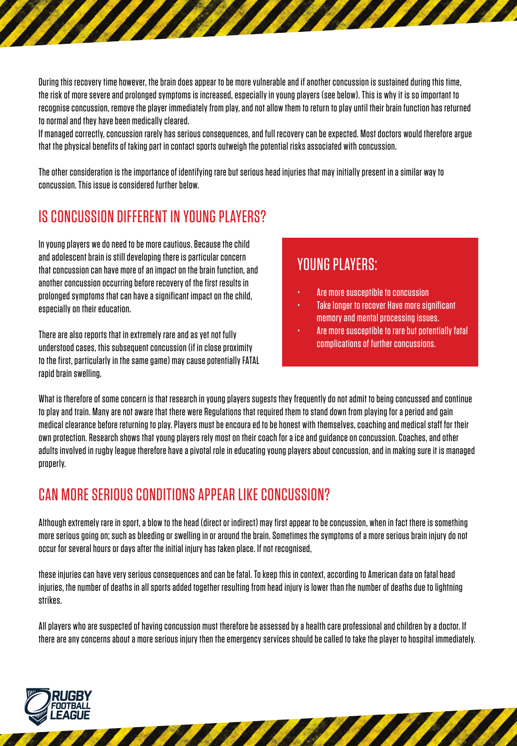During this recovery time however, the brain does appear to be more vulnerable and if another concussion is sustained during this time, the risk of more severe and prolonged symptoms is increased, especially in young players (see below). This is why it is so important to recognise concussion, remove the player immediately from play, and not allow them to return to play until their brain function has returned to normal and they have been medically cleared.

If managed correctly, concussion rarely has serious consequences, and full recovery can be expected. Most doctors would therefore argue that the physical benefits of taking part in contact sports outweigh the potential risks associated with concussion.

The other consideration is the importance of identifying rare but serious head injuries that may initially present in a similar way to concussion. This issue is considered further below.

## IS CONCUSSION DIFFERENT IN YOUNG PLAYERS?

In young players we do need to be more cautious. Because the child and adolescent brain is still developing there is particular concern that concussion can have more of an impact on the brain function, and another concussion occurring before recovery of the first results in prolonged symptoms that can have a significant impact on the child, especially on their education.

There are also reports that in extremely rare and as yet not fully understood cases, this subsequent concussion (if in close proximity to the first, particularly in the same game) may cause potentially FATAL rapid brain swelling.

### YOUNG PLAYERS:

- Are more susceptible to concussion
- Take longer to recover Have more significant memory and mental processing issues.
- Are more susceptible to rare but potentially fatal complications of further concussions.

What is therefore of some concern is that research in young players sugests they frequently do not admit to being concussed and continue to play and train. Many are not aware that there were Regulations that required them to stand down from playing for a period and gain medical clearance before returning to play. Players must be encoura ed to be honest with themselves, coaching and medical staff for their own protection. Research shows that young players rely most on their coach for a ice and guidance on concussion. Coaches, and other adults involved in rugby league therefore have a pivotal role in educating young players about concussion, and in making sure it is managed properly.

## CAN MORE SERIOUS CONDITIONS APPEAR LIKE CONCUSSION?

Although extremely rare in sport, a blow to the head (direct or indirect) may first appear to be concussion, when in fact there is something more serious going on; such as bleeding or swelling in or around the brain. Sometimes the symptoms of a more serious brain injury do not occur for several hours or days after the initial injury has taken place. If not recognised,

these injuries can have very serious consequences and can be fatal. To keep this in context, according to American data on fatal head injuries, the number of deaths in all sports added together resulting from head injury is lower than the number of deaths due to lightning strikes.

All players who are suspected of having concussion must therefore be assessed by a health care professional and children by a doctor. If there are any concerns about a more serious injury then the emergency services should be called to take the player to hospital immediately.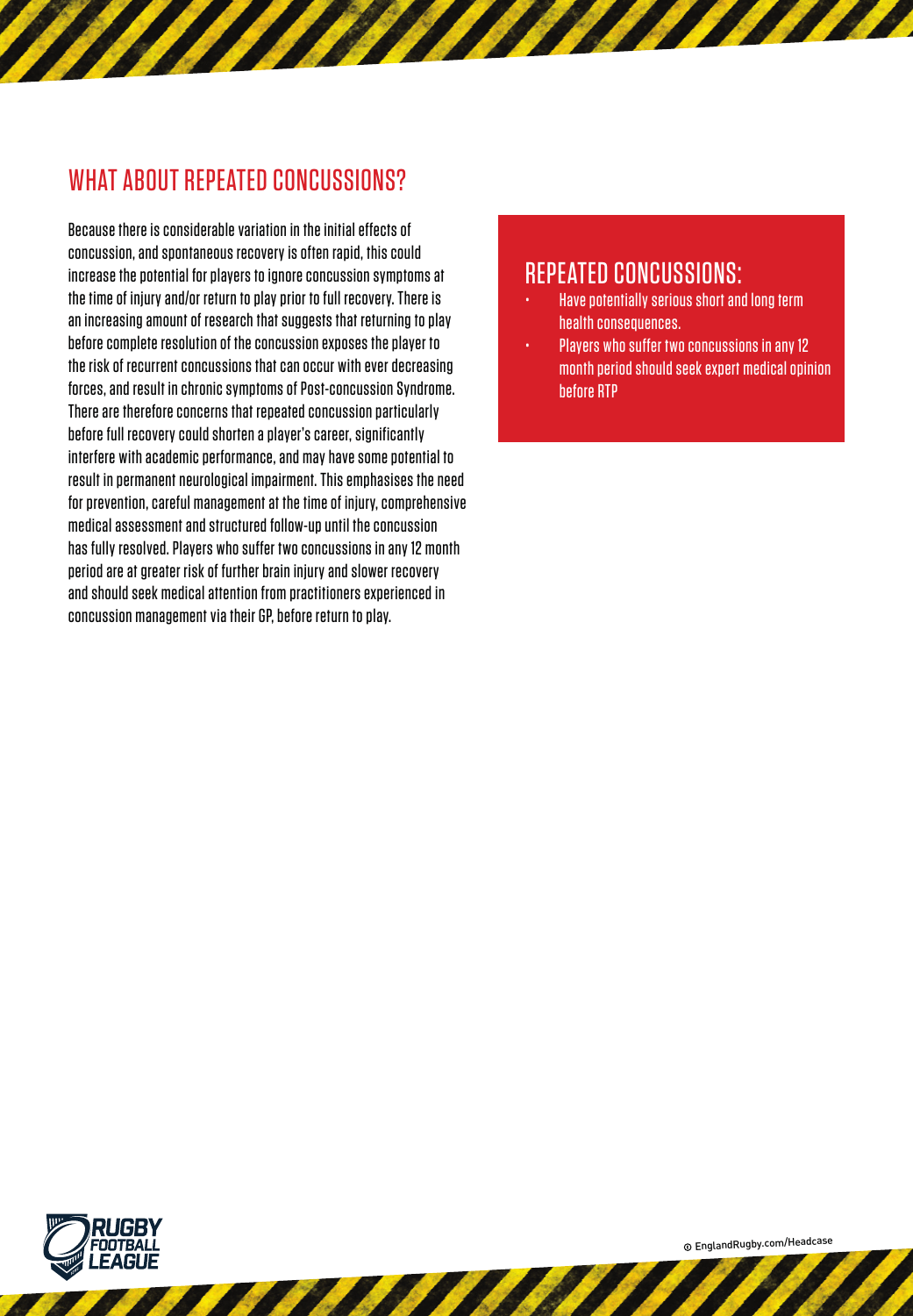## WHAT ABOUT REPEATED CONCUSSIONS?

Because there is considerable variation in the initial effects of concussion, and spontaneous recovery is often rapid, this could increase the potential for players to ignore concussion symptoms at the time of injury and/or return to play prior to full recovery. There is an increasing amount of research that suggests that returning to play before complete resolution of the concussion exposes the player to the risk of recurrent concussions that can occur with ever decreasing forces, and result in chronic symptoms of Post-concussion Syndrome. There are therefore concerns that repeated concussion particularly before full recovery could shorten a player's career, significantly interfere with academic performance, and may have some potential to result in permanent neurological impairment. This emphasises the need for prevention, careful management at the time of injury, comprehensive medical assessment and structured follow-up until the concussion has fully resolved. Players who suffer two concussions in any 12 month period are at greater risk of further brain injury and slower recovery and should seek medical attention from practitioners experienced in concussion management via their GP, before return to play.

### REPEATED CONCUSSIONS:

- Have potentially serious short and long term health consequences.
- Players who suffer two concussions in any 12 month period should seek expert medical opinion before RTP

© EnglandRugby.com/Headcase